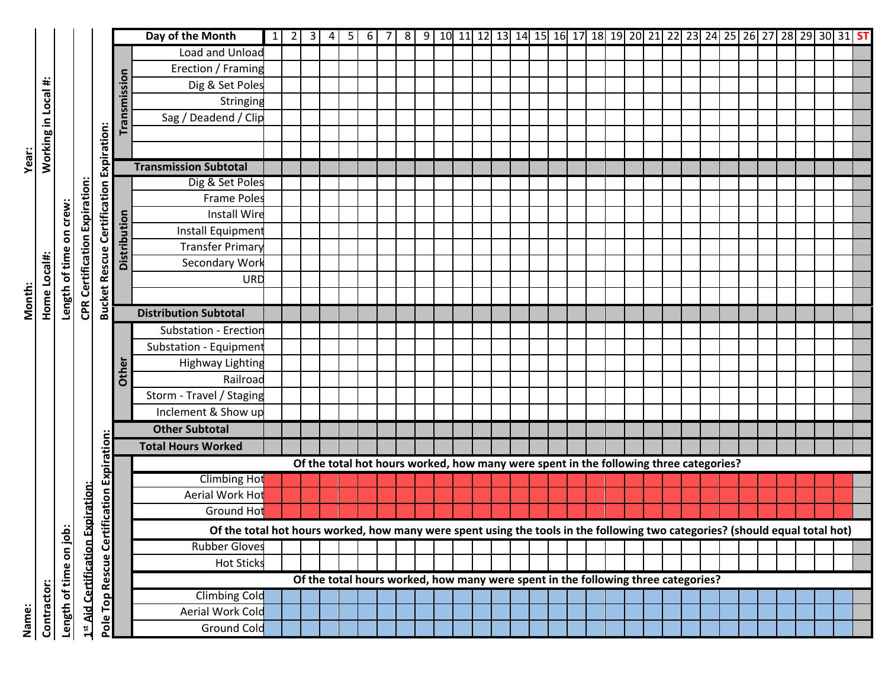Name:

Month:

Year:

Contractor:

Home Local#:

Working in Local #:

Length of time on job:

Length of time on crew:

1st Aid Certification Expiration:

CPR Certification Expiration:

Pole Top Rescue Certification Expiration:

Bucket Rescue Certification Expiration:

| | Day of the Month | 1 | 2 | 3 | 4 | 5 | 6 | 7 | 8 | 9 | 10 | 11 | 12 | 13 | 14 | 15 | 16 | 17 | 18 | 19 | 20 | 21 | 22 | 23 | 24 | 25 | 26 | 27 | 28 | 29 | 30 | 31 | ST |
|---|---|---|---|---|---|---|---|---|---|---|---|---|---|---|---|---|---|---|---|---|---|---|---|---|---|---|---|---|---|---|---|---|---|
| Transmission | Load and Unload | | | | | | | | | | | | | | | | | | | | | | | | | | | | | | | | |
| | Erection / Framing | | | | | | | | | | | | | | | | | | | | | | | | | | | | | | | | |
| | Dig & Set Poles | | | | | | | | | | | | | | | | | | | | | | | | | | | | | | | | |
| | Stringing | | | | | | | | | | | | | | | | | | | | | | | | | | | | | | | | |
| | Sag / Deadend / Clip | | | | | | | | | | | | | | | | | | | | | | | | | | | | | | | | |
| | | | | | | | | | | | | | | | | | | | | | | | | | | | | | | | | | |
| | | | | | | | | | | | | | | | | | | | | | | | | | | | | | | | | | |
| **Transmission Subtotal** | | | | | | | | | | | | | | | | | | | | | | | | | | | | | | | | | |
| Distribution | Dig & Set Poles | | | | | | | | | | | | | | | | | | | | | | | | | | | | | | | | |
| | Frame Poles | | | | | | | | | | | | | | | | | | | | | | | | | | | | | | | | |
| | Install Wire | | | | | | | | | | | | | | | | | | | | | | | | | | | | | | | | |
| | Install Equipment | | | | | | | | | | | | | | | | | | | | | | | | | | | | | | | | |
| | Transfer Primary | | | | | | | | | | | | | | | | | | | | | | | | | | | | | | | | |
| | Secondary Work | | | | | | | | | | | | | | | | | | | | | | | | | | | | | | | | |
| | URD | | | | | | | | | | | | | | | | | | | | | | | | | | | | | | | | |
| | | | | | | | | | | | | | | | | | | | | | | | | | | | | | | | | | |
| **Distribution Subtotal** | | | | | | | | | | | | | | | | | | | | | | | | | | | | | | | | | |
| Other | Substation - Erection | | | | | | | | | | | | | | | | | | | | | | | | | | | | | | | | |
| | Substation - Equipment | | | | | | | | | | | | | | | | | | | | | | | | | | | | | | | | |
| | Highway Lighting | | | | | | | | | | | | | | | | | | | | | | | | | | | | | | | | |
| | Railroad | | | | | | | | | | | | | | | | | | | | | | | | | | | | | | | | |
| | Storm - Travel / Staging | | | | | | | | | | | | | | | | | | | | | | | | | | | | | | | | |
| | Inclement & Show up | | | | | | | | | | | | | | | | | | | | | | | | | | | | | | | | |
| **Other Subtotal** | | | | | | | | | | | | | | | | | | | | | | | | | | | | | | | | | |
| **Total Hours Worked** | | | | | | | | | | | | | | | | | | | | | | | | | | | | | | | | | |
| | **Of the total hot hours worked, how many were spent in the following three categories?** | | | | | | | | | | | | | | | | | | | | | | | | | | | | | | | | |
| | Climbing Hot | | | | | | | | | | | | | | | | | | | | | | | | | | | | | | | | |
| | Aerial Work Hot | | | | | | | | | | | | | | | | | | | | | | | | | | | | | | | | |
| | Ground Hot | | | | | | | | | | | | | | | | | | | | | | | | | | | | | | | | |
| | **Of the total hot hours worked, how many were spent using the tools in the following two categories? (should equal total hot)** | | | | | | | | | | | | | | | | | | | | | | | | | | | | | | | | |
| | Rubber Gloves | | | | | | | | | | | | | | | | | | | | | | | | | | | | | | | | |
| | Hot Sticks | | | | | | | | | | | | | | | | | | | | | | | | | | | | | | | | |
| | **Of the total hours worked, how many were spent in the following three categories?** | | | | | | | | | | | | | | | | | | | | | | | | | | | | | | | | |
| | Climbing Cold | | | | | | | | | | | | | | | | | | | | | | | | | | | | | | | | |
| | Aerial Work Cold | | | | | | | | | | | | | | | | | | | | | | | | | | | | | | | | |
| | Ground Cold | | | | | | | | | | | | | | | | | | | | | | | | | | | | | | | | |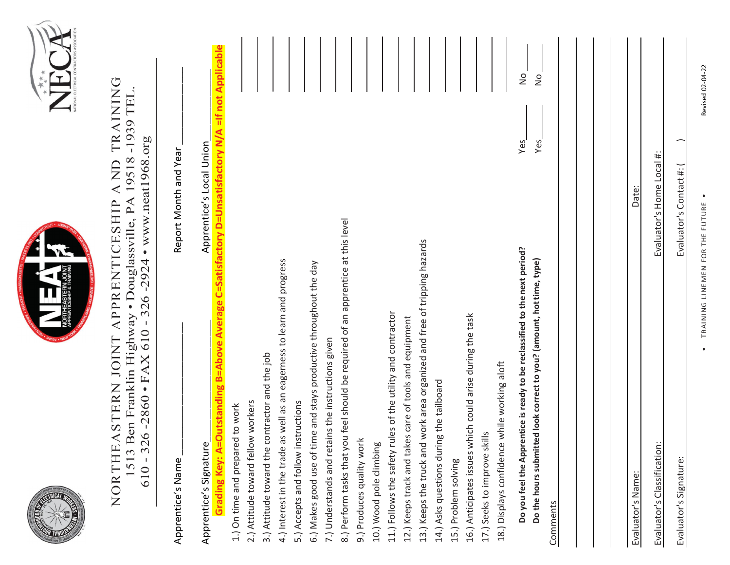# NORTHEASTERN JOINT APPRENTICESHIP AND TRAINING

1513 Ben Franklin Highway • Douglassville, PA 19518 -1939 TEL.
610 - 326 -2860 • FAX 610 - 326 -2924 • www.neat1968.org

Apprentice's Name ____________________ Report Month and Year ____________

Apprentice's Signature____________________ Apprentice's Local Union____________

**Grading Key: A=Outstanding B=Above Average C=Satisfactory D=Unsatisfactory N/A =If not Applicable**

| | |
|---|---|
| 1.) On time and prepared to work | |
| 2.) Attitude toward fellow workers | |
| 3.) Attitude toward the contractor and the job | |
| 4.) Interest in the trade as well as an eagerness to learn and progress | |
| 5.) Accepts and follow instructions | |
| 6.) Makes good use of time and stays productive throughout the day | |
| 7.) Understands and retains the instructions given | |
| 8.) Perform tasks that you feel should be required of an apprentice at this level | |
| 9.) Produces quality work | |
| 10.) Wood pole climbing | |
| 11.) Follows the safety rules of the utility and contractor | |
| 12.) Keeps track and takes care of tools and equipment | |
| 13.) Keeps the truck and work area organized and free of tripping hazards | |
| 14.) Asks questions during the tailboard | |
| 15.) Problem solving | |
| 16.) Anticipates issues which could arise during the task | |
| 17.) Seeks to improve skills | |
| 18.) Displays confidence while working aloft | |

**Do you feel the Apprentice is ready to be reclassified to the next period?** Yes______ No______

**Do the hours submitted look correct to you? (amount, hot time, type)** Yes______ No______

Comments

Evaluator's Name: Date:

Evaluator's Classification: Evaluator's Home Local #:

Evaluator's Signature: Evaluator's Contact #: ( )

• TRAINING LINEMEN FOR THE FUTURE •

Revised 02-04-22